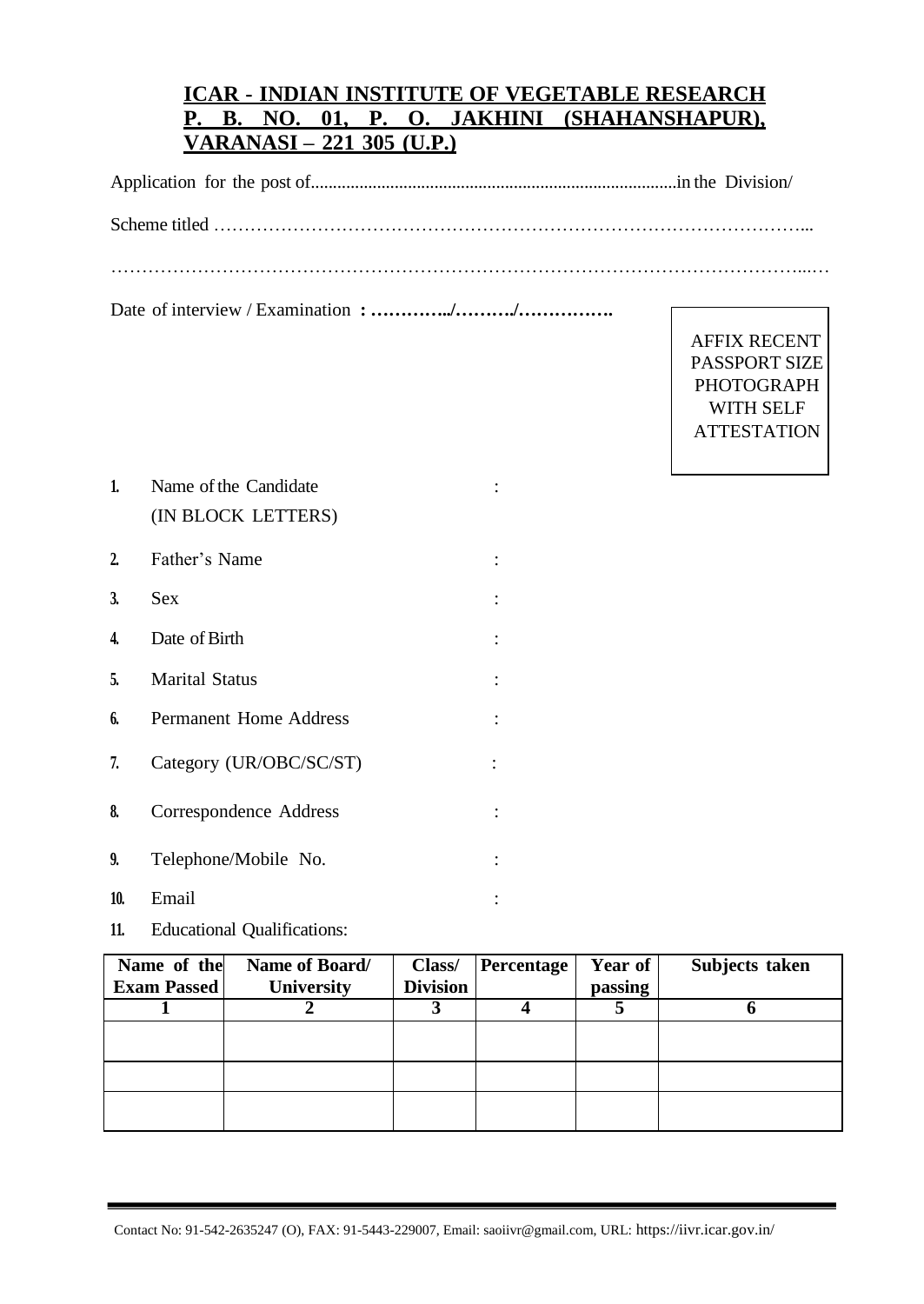# ICAR - INDIAN INSTITUTE OF VEGETABLE RESEARCH
## P. B. NO. 01, P. O. JAKHINI (SHAHANSHAPUR), VARANASI – 221 305 (U.P.)

Application for the post of..................................................................................in the Division/

Scheme titled ……………………………………………………………………………………...

…………………………………………………………………………………………………...…

Date of interview / Examination **: …………../………./…………….**

AFFIX RECENT PASSPORT SIZE PHOTOGRAPH WITH SELF ATTESTATION

1. Name of the Candidate (IN BLOCK LETTERS) :
2. Father's Name :
3. Sex :
4. Date of Birth :
5. Marital Status :
6. Permanent Home Address :
7. Category (UR/OBC/SC/ST) :
8. Correspondence Address :
9. Telephone/Mobile No. :
10. Email :
11. Educational Qualifications:

| Name of the Exam Passed | Name of Board/ University | Class/ Division | Percentage | Year of passing | Subjects taken |
|---|---|---|---|---|---|
| 1 | 2 | 3 | 4 | 5 | 6 |
| | | | | | |
| | | | | | |
| | | | | | |

Contact No: 91-542-2635247 (O), FAX: 91-5443-229007, Email: saoiivr@gmail.com, URL: https://iivr.icar.gov.in/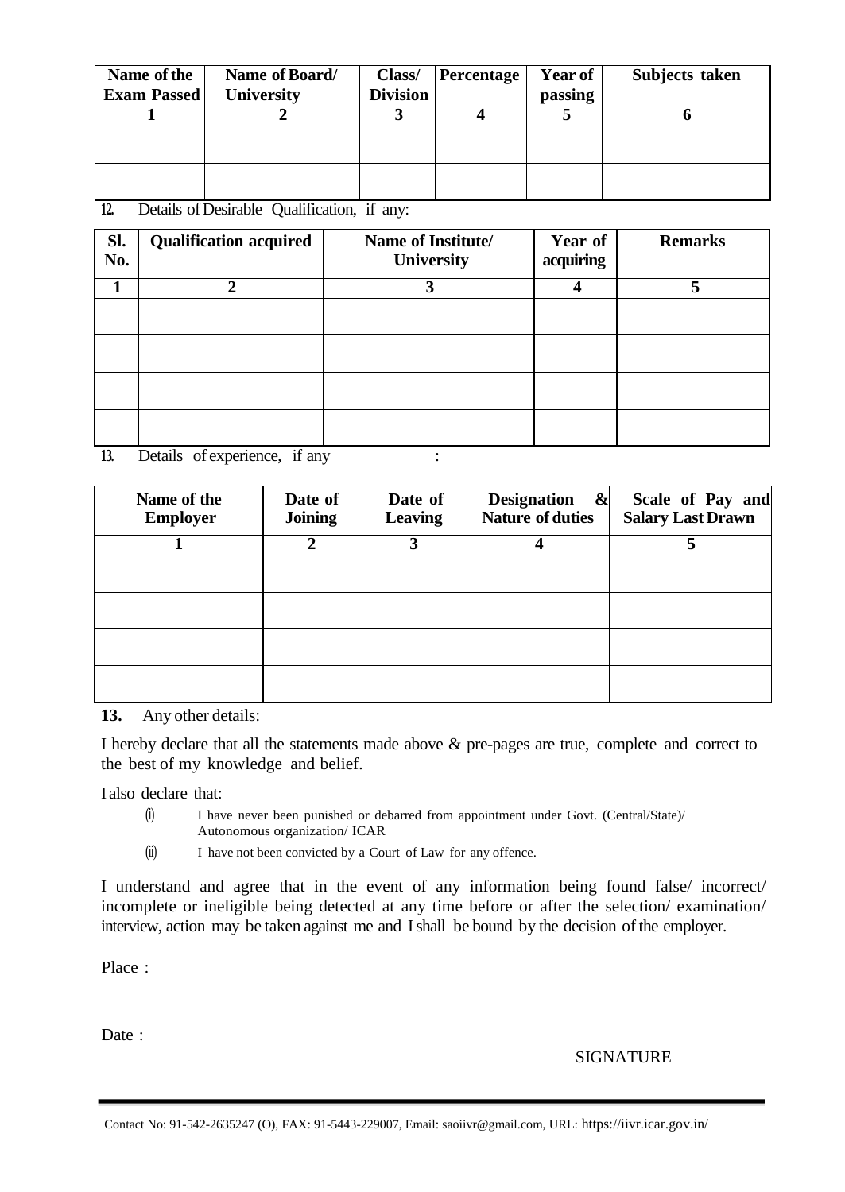| Name of the Exam Passed | Name of Board/ University | Class/ Division | Percentage | Year of passing | Subjects taken |
|---|---|---|---|---|---|
| 1 | 2 | 3 | 4 | 5 | 6 |
| | | | | | |
| | | | | | |

12. Details of Desirable Qualification, if any:

| Sl. No. | Qualification acquired | Name of Institute/ University | Year of acquiring | Remarks |
|---|---|---|---|---|
| 1 | 2 | 3 | 4 | 5 |
| | | | | |
| | | | | |
| | | | | |
| | | | | |

13. Details of experience, if any :

| Name of the Employer | Date of Joining | Date of Leaving | Designation & Nature of duties | Scale of Pay and Salary Last Drawn |
|---|---|---|---|---|
| 1 | 2 | 3 | 4 | 5 |
| | | | | |
| | | | | |
| | | | | |
| | | | | |

**13.** Any other details:

I hereby declare that all the statements made above & pre-pages are true, complete and correct to the best of my knowledge and belief.

I also declare that:

(i) I have never been punished or debarred from appointment under Govt. (Central/State)/ Autonomous organization/ ICAR

(ii) I have not been convicted by a Court of Law for any offence.

I understand and agree that in the event of any information being found false/ incorrect/ incomplete or ineligible being detected at any time before or after the selection/ examination/ interview, action may be taken against me and I shall be bound by the decision of the employer.

Place :

Date :

SIGNATURE

Contact No: 91-542-2635247 (O), FAX: 91-5443-229007, Email: saoiivr@gmail.com, URL: https://iivr.icar.gov.in/